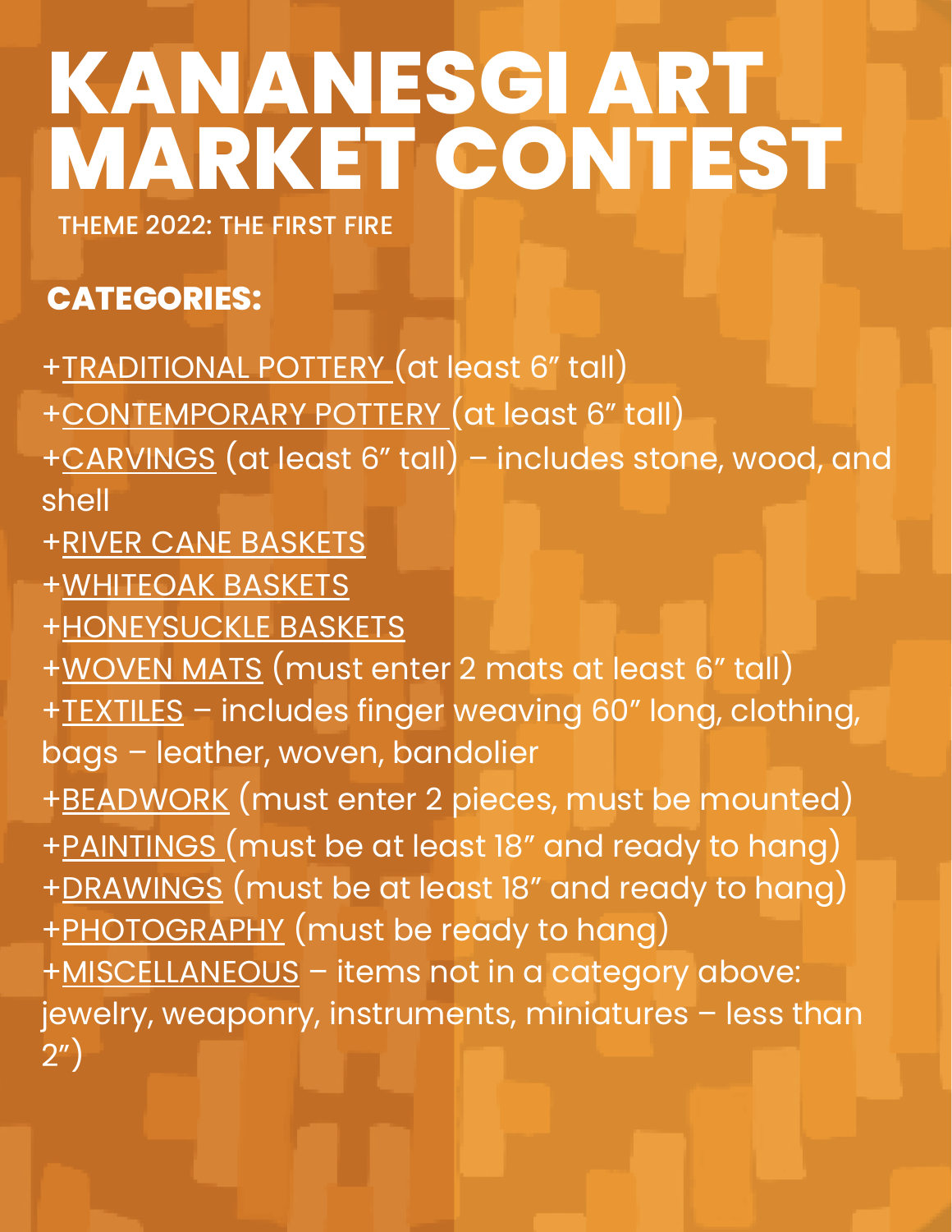# KANANESGI ART MARKET CONTEST

THEME 2022: THE FIRST FIRE

## CATEGORIES:

+<u>TRADITIONAL POTTERY</u> (at least 6” tall)
+<u>CONTEMPORARY POTTERY</u> (at least 6” tall)
+<u>CARVINGS</u> (at least 6” tall) – includes stone, wood, and shell
+<u>RIVER CANE BASKETS</u>
+<u>WHITEOAK BASKETS</u>
+<u>HONEYSUCKLE BASKETS</u>
+<u>WOVEN MATS</u> (must enter 2 mats at least 6” tall)
+<u>TEXTILES</u> – includes finger weaving 60” long, clothing, bags – leather, woven, bandolier
+<u>BEADWORK</u> (must enter 2 pieces, must be mounted)
+<u>PAINTINGS</u> (must be at least 18” and ready to hang)
+<u>DRAWINGS</u> (must be at least 18” and ready to hang)
+<u>PHOTOGRAPHY</u> (must be ready to hang)
+<u>MISCELLANEOUS</u> – items not in a category above: jewelry, weaponry, instruments, miniatures – less than 2”)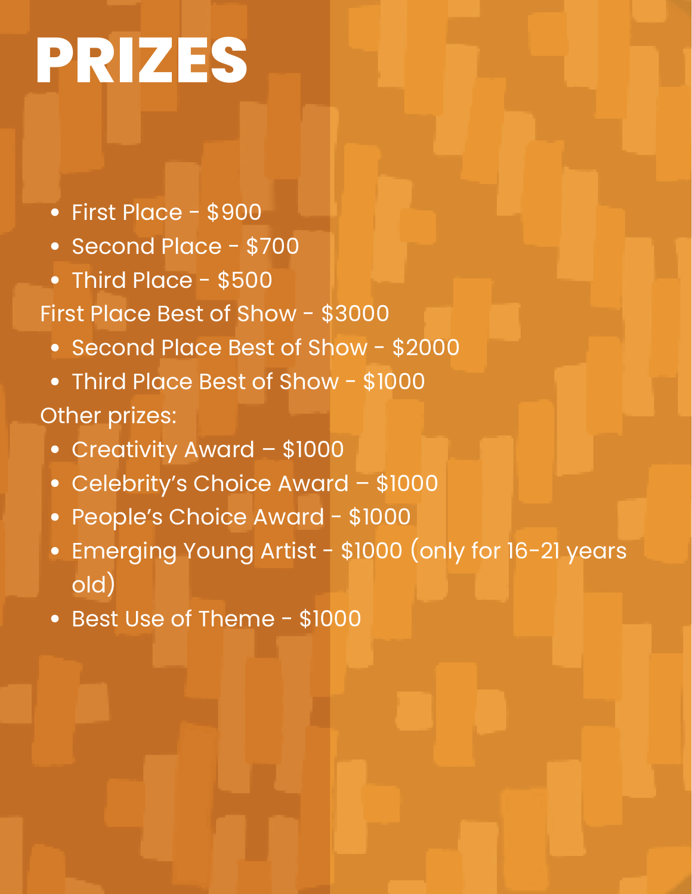# PRIZES

- First Place - $900
- Second Place - $700
- Third Place - $500

First Place Best of Show - $3000

- Second Place Best of Show - $2000
- Third Place Best of Show - $1000

Other prizes:

- Creativity Award – $1000
- Celebrity's Choice Award – $1000
- People's Choice Award - $1000
- Emerging Young Artist - $1000 (only for 16-21 years old)
- Best Use of Theme - $1000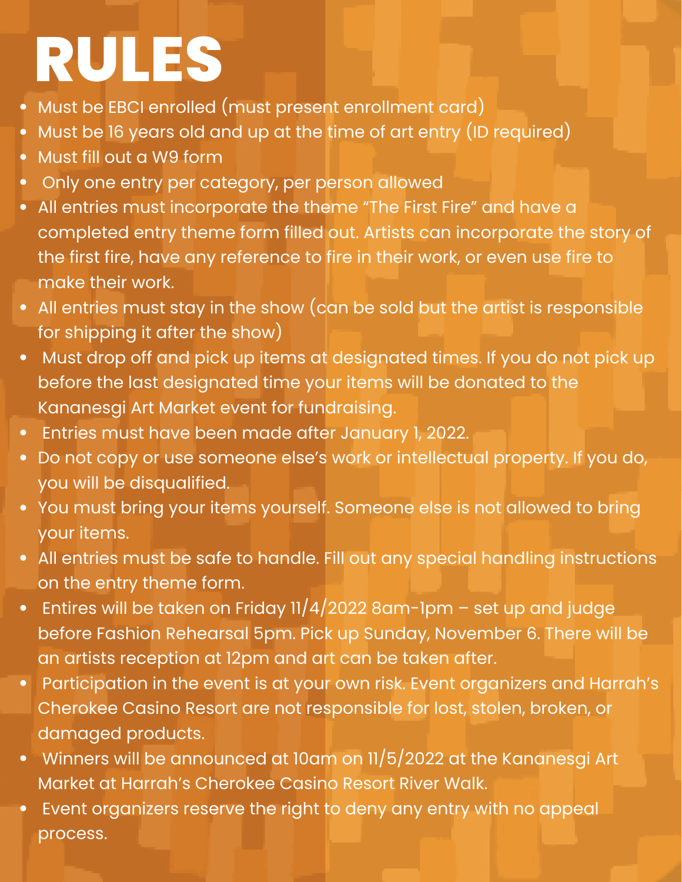# RULES

- Must be EBCI enrolled (must present enrollment card)
- Must be 16 years old and up at the time of art entry (ID required)
- Must fill out a W9 form
- Only one entry per category, per person allowed
- All entries must incorporate the theme "The First Fire" and have a completed entry theme form filled out. Artists can incorporate the story of the first fire, have any reference to fire in their work, or even use fire to make their work.
- All entries must stay in the show (can be sold but the artist is responsible for shipping it after the show)
- Must drop off and pick up items at designated times. If you do not pick up before the last designated time your items will be donated to the Kananesgi Art Market event for fundraising.
- Entries must have been made after January 1, 2022.
- Do not copy or use someone else's work or intellectual property. If you do, you will be disqualified.
- You must bring your items yourself. Someone else is not allowed to bring your items.
- All entries must be safe to handle. Fill out any special handling instructions on the entry theme form.
- Entires will be taken on Friday 11/4/2022 8am-1pm – set up and judge before Fashion Rehearsal 5pm. Pick up Sunday, November 6. There will be an artists reception at 12pm and art can be taken after.
- Participation in the event is at your own risk. Event organizers and Harrah's Cherokee Casino Resort are not responsible for lost, stolen, broken, or damaged products.
- Winners will be announced at 10am on 11/5/2022 at the Kananesgi Art Market at Harrah's Cherokee Casino Resort River Walk.
- Event organizers reserve the right to deny any entry with no appeal process.